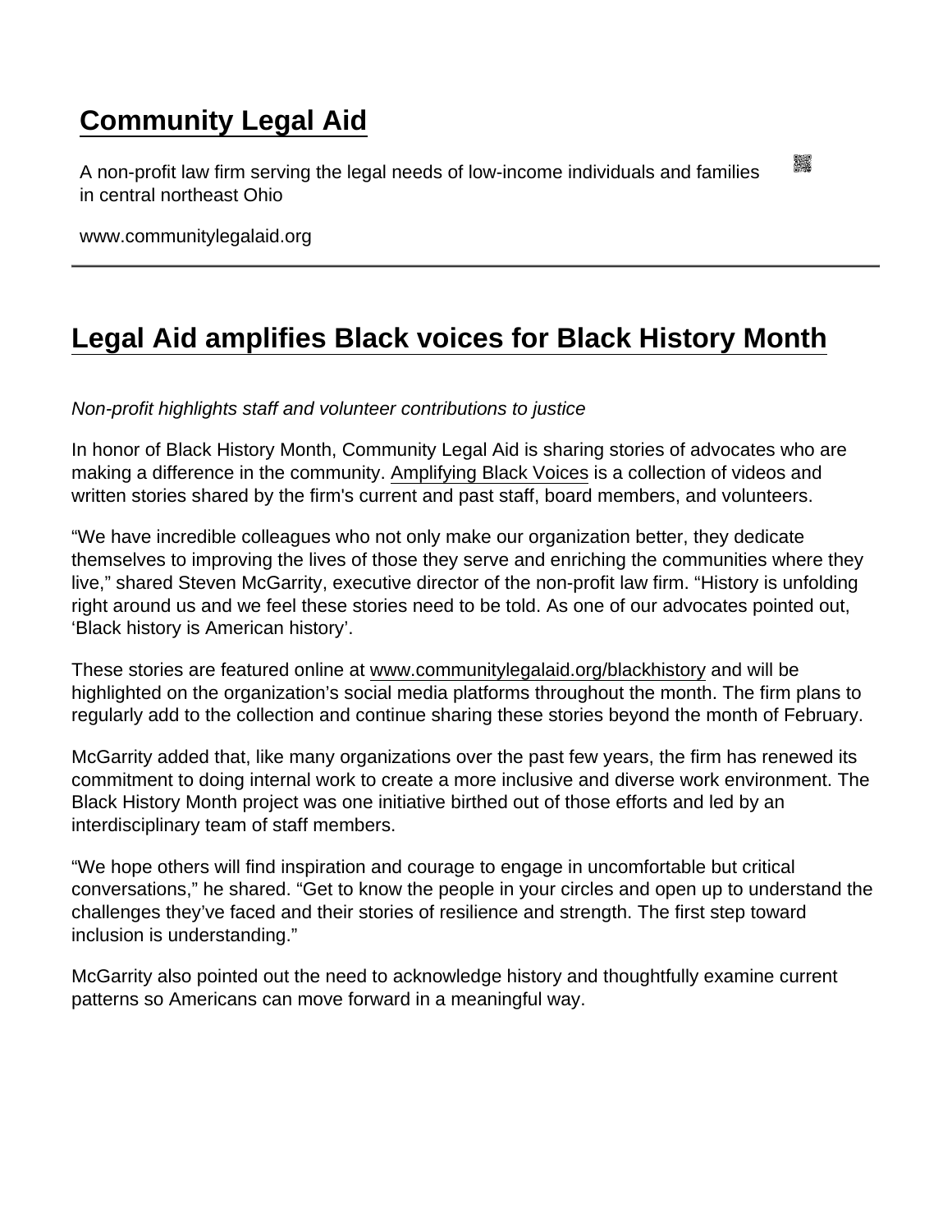# Community Legal Aid

A non-profit law firm serving the legal needs of low-income individuals and families in central northeast Ohio

www.communitylegalaid.org

---

## Legal Aid amplifies Black voices for Black History Month

*Non-profit highlights staff and volunteer contributions to justice*

In honor of Black History Month, Community Legal Aid is sharing stories of advocates who are making a difference in the community. Amplifying Black Voices is a collection of videos and written stories shared by the firm's current and past staff, board members, and volunteers.

“We have incredible colleagues who not only make our organization better, they dedicate themselves to improving the lives of those they serve and enriching the communities where they live,” shared Steven McGarrity, executive director of the non-profit law firm. “History is unfolding right around us and we feel these stories need to be told. As one of our advocates pointed out, ‘Black history is American history’.

These stories are featured online at www.communitylegalaid.org/blackhistory and will be highlighted on the organization’s social media platforms throughout the month. The firm plans to regularly add to the collection and continue sharing these stories beyond the month of February.

McGarrity added that, like many organizations over the past few years, the firm has renewed its commitment to doing internal work to create a more inclusive and diverse work environment. The Black History Month project was one initiative birthed out of those efforts and led by an interdisciplinary team of staff members.

“We hope others will find inspiration and courage to engage in uncomfortable but critical conversations,” he shared. “Get to know the people in your circles and open up to understand the challenges they’ve faced and their stories of resilience and strength. The first step toward inclusion is understanding.”

McGarrity also pointed out the need to acknowledge history and thoughtfully examine current patterns so Americans can move forward in a meaningful way.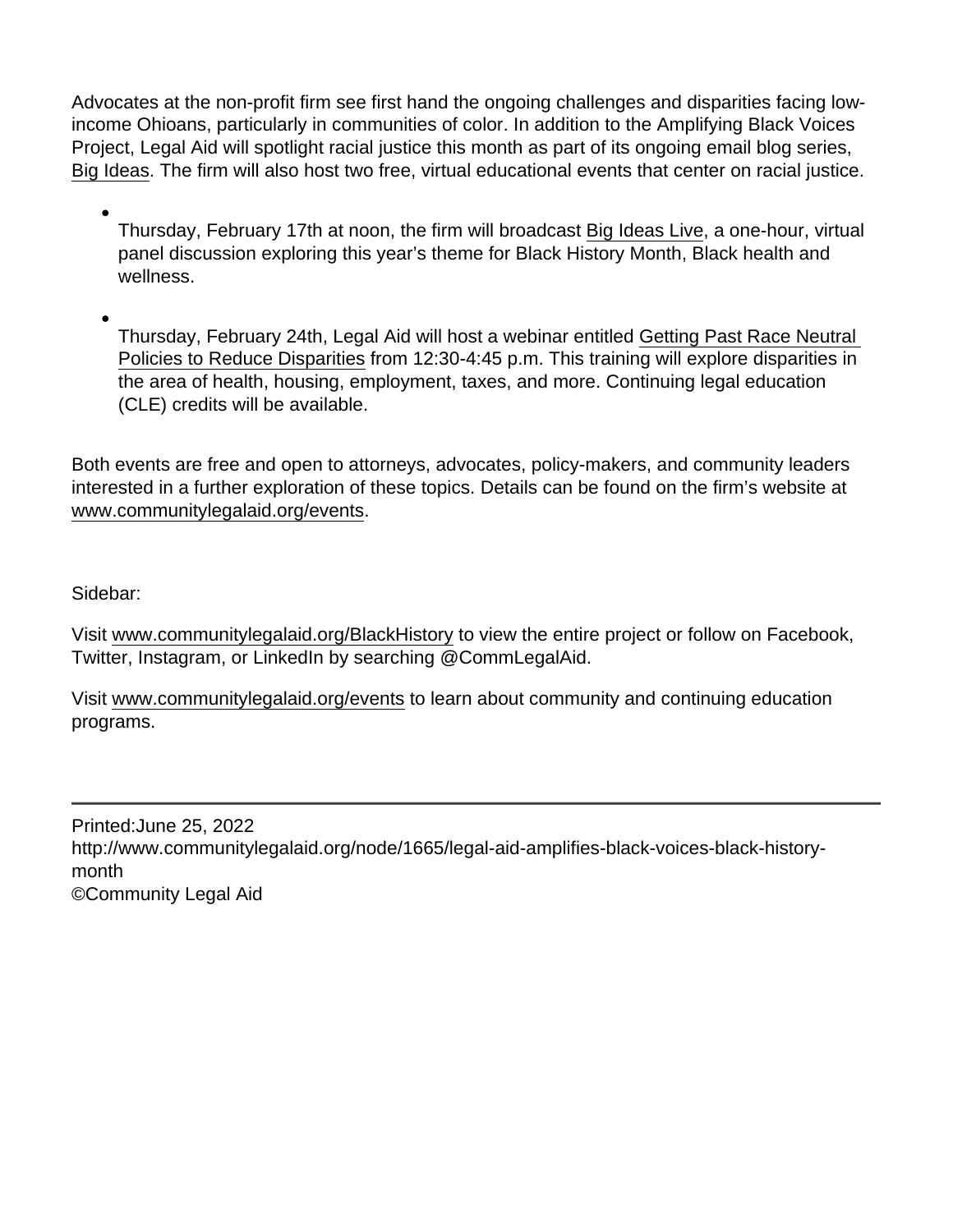Advocates at the non-profit firm see first hand the ongoing challenges and disparities facing low-income Ohioans, particularly in communities of color. In addition to the Amplifying Black Voices Project, Legal Aid will spotlight racial justice this month as part of its ongoing email blog series, Big Ideas. The firm will also host two free, virtual educational events that center on racial justice.

- Thursday, February 17th at noon, the firm will broadcast Big Ideas Live, a one-hour, virtual panel discussion exploring this year's theme for Black History Month, Black health and wellness.

- Thursday, February 24th, Legal Aid will host a webinar entitled Getting Past Race Neutral Policies to Reduce Disparities from 12:30-4:45 p.m. This training will explore disparities in the area of health, housing, employment, taxes, and more. Continuing legal education (CLE) credits will be available.

Both events are free and open to attorneys, advocates, policy-makers, and community leaders interested in a further exploration of these topics. Details can be found on the firm's website at www.communitylegalaid.org/events.

Sidebar:

Visit www.communitylegalaid.org/BlackHistory to view the entire project or follow on Facebook, Twitter, Instagram, or LinkedIn by searching @CommLegalAid.

Visit www.communitylegalaid.org/events to learn about community and continuing education programs.

---

Printed:June 25, 2022
http://www.communitylegalaid.org/node/1665/legal-aid-amplifies-black-voices-black-history-month
©Community Legal Aid